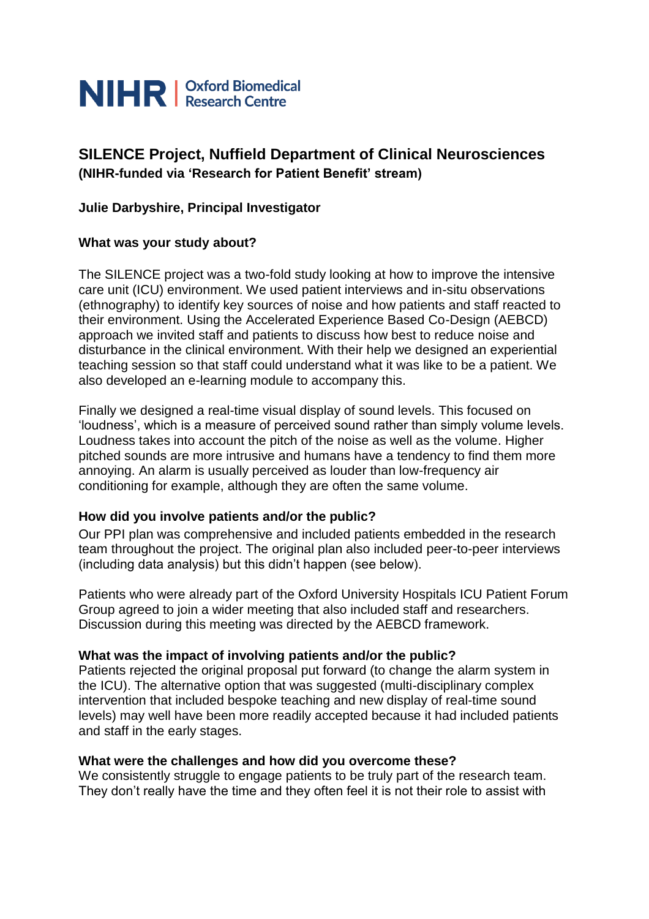NIHR | Oxford Biomedical Research Centre

## SILENCE Project, Nuffield Department of Clinical Neurosciences

**(NIHR-funded via 'Research for Patient Benefit' stream)**

**Julie Darbyshire, Principal Investigator**

### What was your study about?

The SILENCE project was a two-fold study looking at how to improve the intensive care unit (ICU) environment. We used patient interviews and in-situ observations (ethnography) to identify key sources of noise and how patients and staff reacted to their environment. Using the Accelerated Experience Based Co-Design (AEBCD) approach we invited staff and patients to discuss how best to reduce noise and disturbance in the clinical environment. With their help we designed an experiential teaching session so that staff could understand what it was like to be a patient. We also developed an e-learning module to accompany this.

Finally we designed a real-time visual display of sound levels. This focused on 'loudness', which is a measure of perceived sound rather than simply volume levels. Loudness takes into account the pitch of the noise as well as the volume. Higher pitched sounds are more intrusive and humans have a tendency to find them more annoying. An alarm is usually perceived as louder than low-frequency air conditioning for example, although they are often the same volume.

### How did you involve patients and/or the public?

Our PPI plan was comprehensive and included patients embedded in the research team throughout the project. The original plan also included peer-to-peer interviews (including data analysis) but this didn't happen (see below).

Patients who were already part of the Oxford University Hospitals ICU Patient Forum Group agreed to join a wider meeting that also included staff and researchers. Discussion during this meeting was directed by the AEBCD framework.

### What was the impact of involving patients and/or the public?

Patients rejected the original proposal put forward (to change the alarm system in the ICU). The alternative option that was suggested (multi-disciplinary complex intervention that included bespoke teaching and new display of real-time sound levels) may well have been more readily accepted because it had included patients and staff in the early stages.

### What were the challenges and how did you overcome these?

We consistently struggle to engage patients to be truly part of the research team. They don't really have the time and they often feel it is not their role to assist with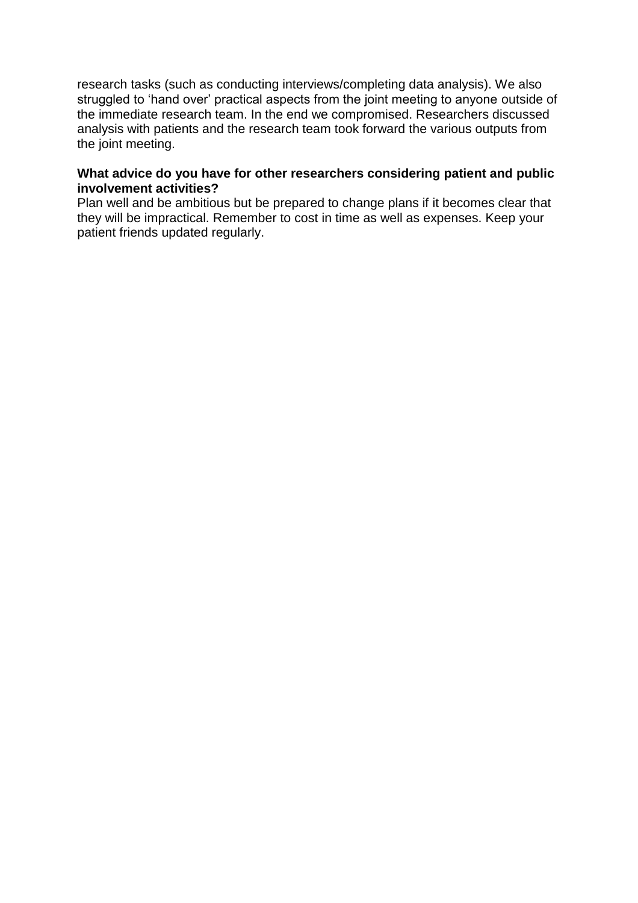research tasks (such as conducting interviews/completing data analysis). We also struggled to 'hand over' practical aspects from the joint meeting to anyone outside of the immediate research team. In the end we compromised. Researchers discussed analysis with patients and the research team took forward the various outputs from the joint meeting.

**What advice do you have for other researchers considering patient and public involvement activities?**

Plan well and be ambitious but be prepared to change plans if it becomes clear that they will be impractical. Remember to cost in time as well as expenses. Keep your patient friends updated regularly.